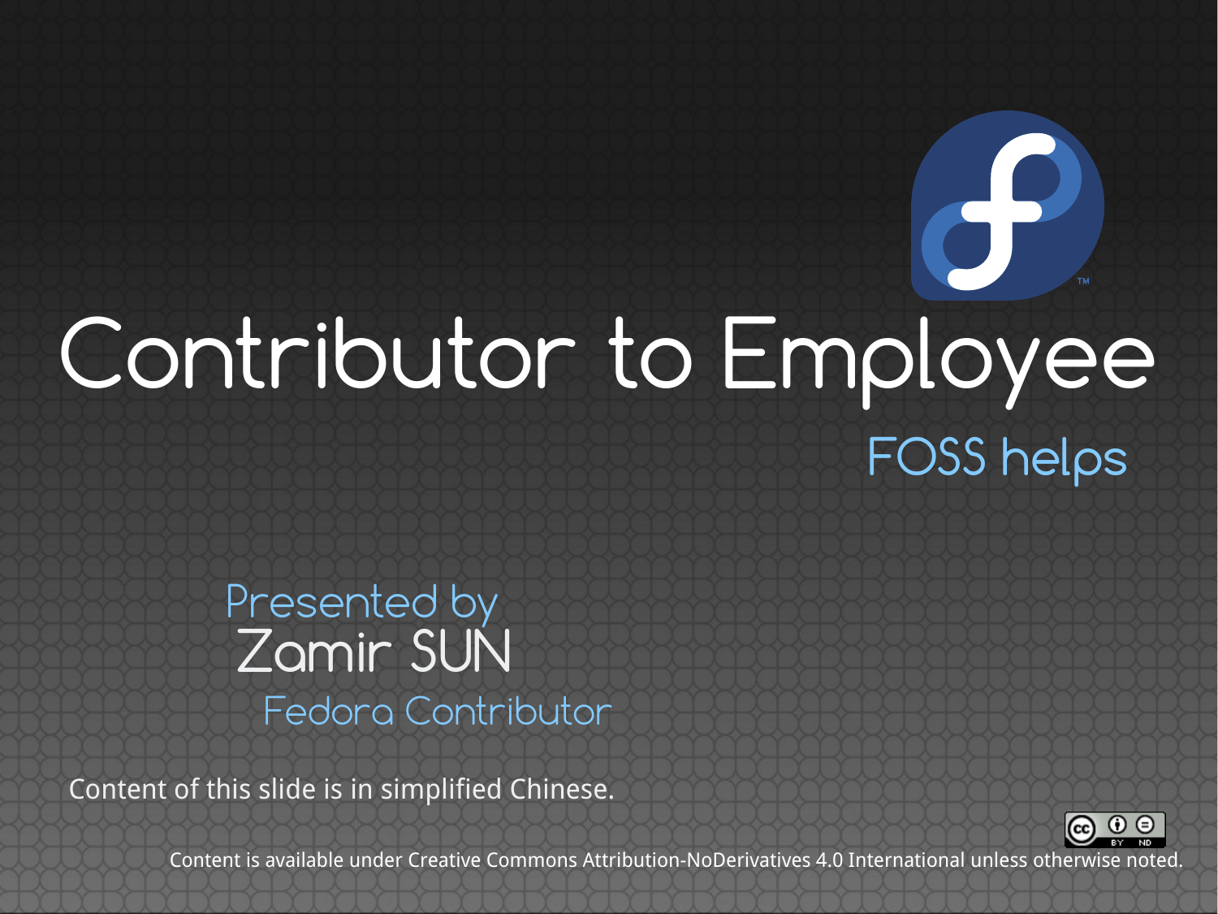# Contributor to Employee

FOSS helps

Presented by

Zamir SUN

Fedora Contributor

Content of this slide is in simplified Chinese.

Content is available under Creative Commons Attribution-NoDerivatives 4.0 International unless otherwise noted.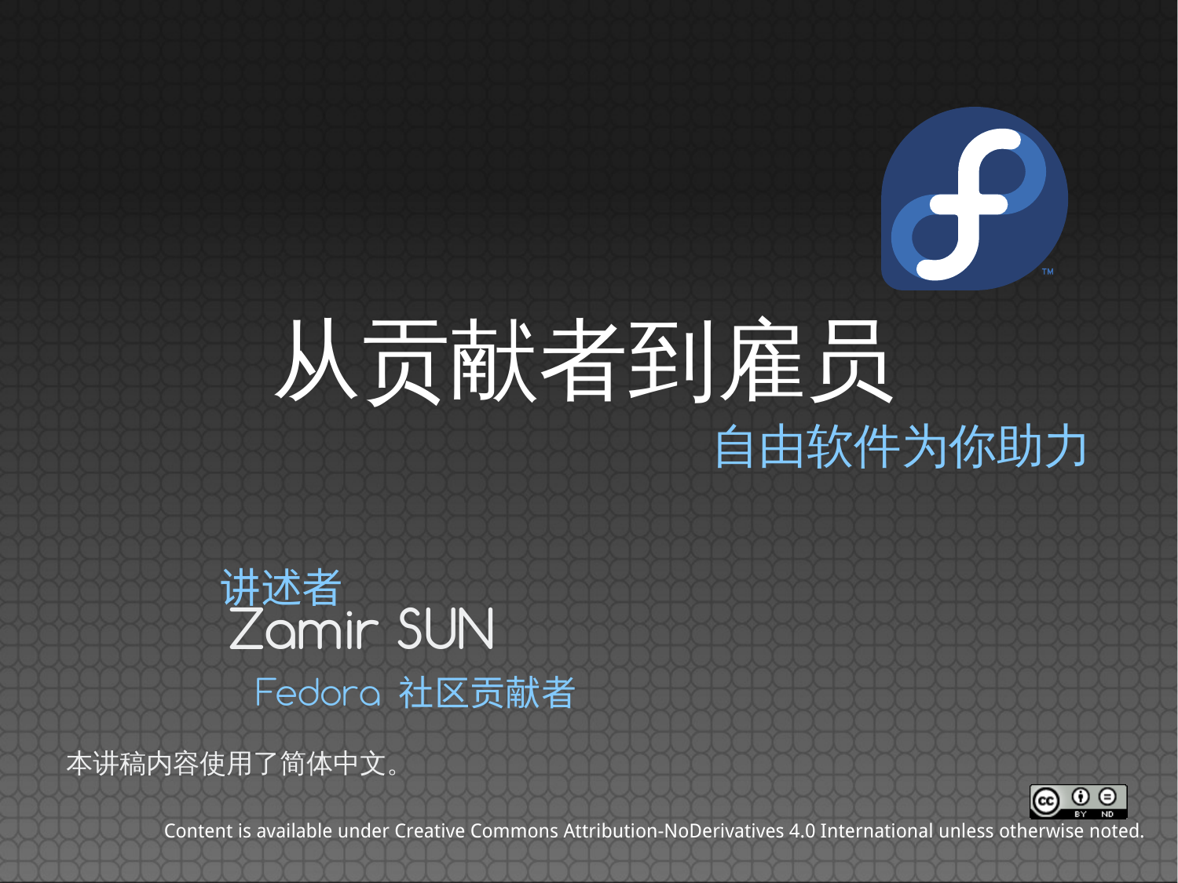# 从贡献者到雇员

## 自由软件为你助力

讲述者

Zamir SUN

Fedora 社区贡献者

本讲稿内容使用了简体中文。

Content is available under Creative Commons Attribution-NoDerivatives 4.0 International unless otherwise noted.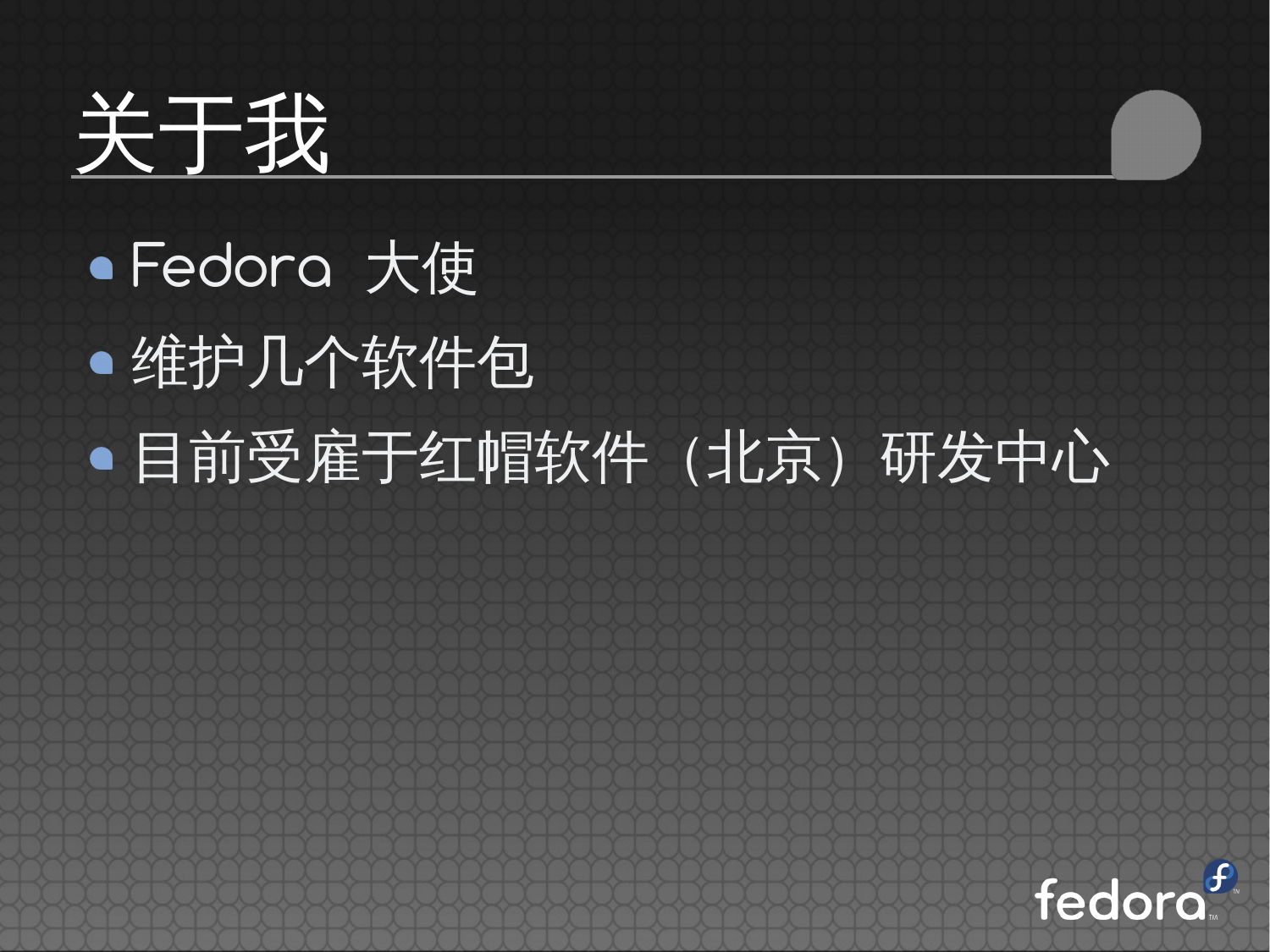# 关于我

- Fedora 大使
- 维护几个软件包
- 目前受雇于红帽软件（北京）研发中心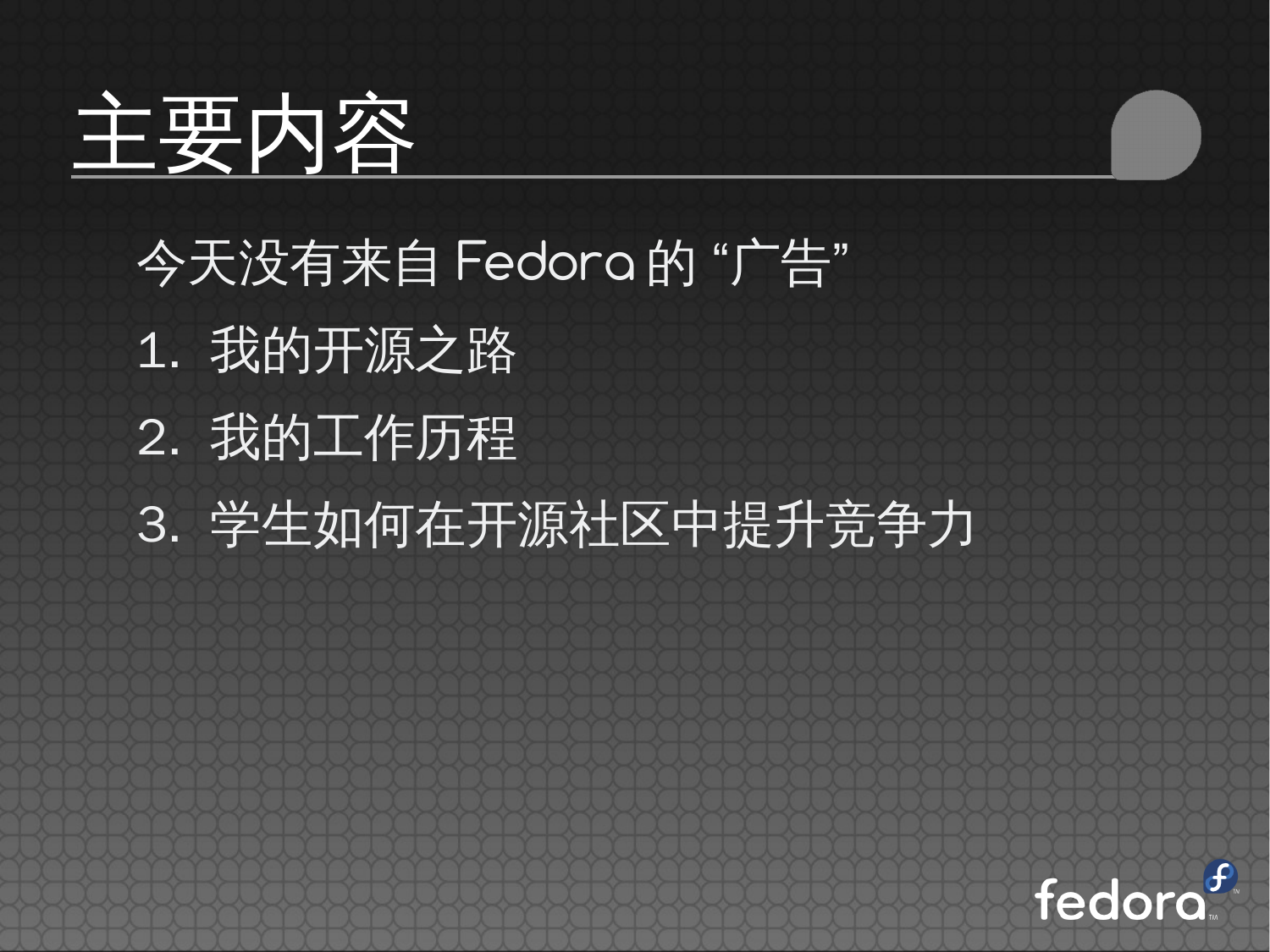# 主要内容

今天没有来自 Fedora 的 “广告”

1. 我的开源之路
2. 我的工作历程
3. 学生如何在开源社区中提升竞争力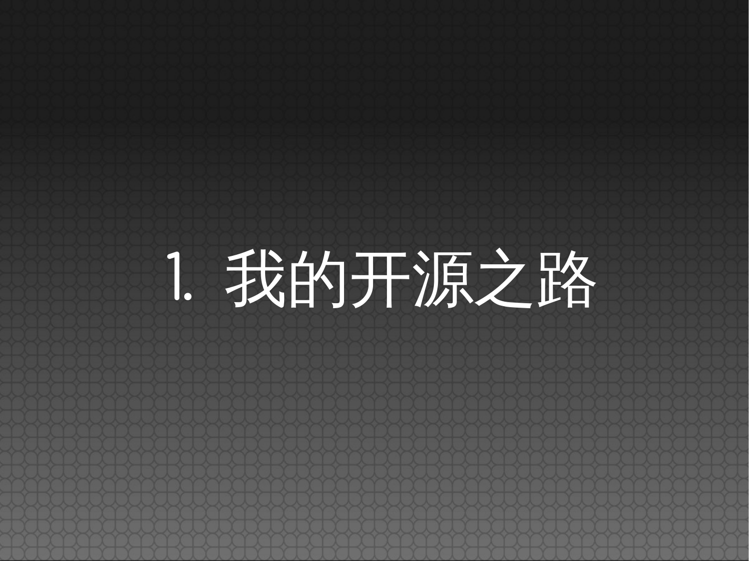# 1. 我的开源之路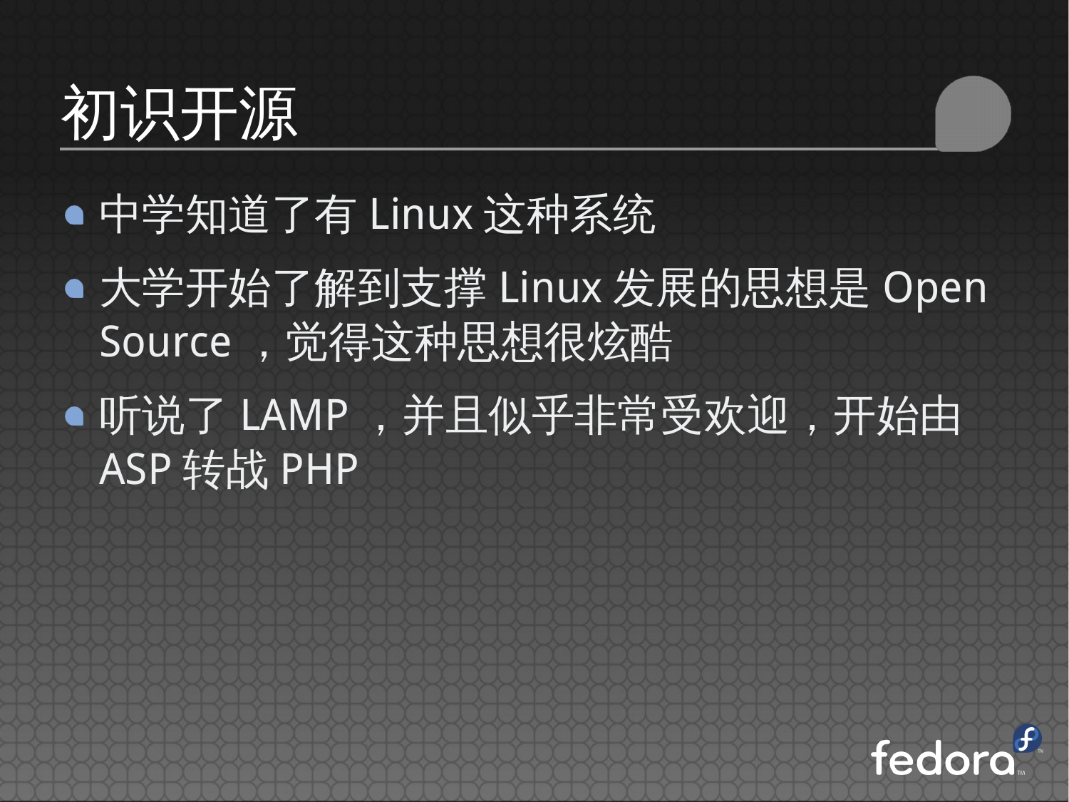# 初识开源

- 中学知道了有 Linux 这种系统
- 大学开始了解到支撑 Linux 发展的思想是 Open Source ，觉得这种思想很炫酷
- 听说了 LAMP ，并且似乎非常受欢迎，开始由 ASP 转战 PHP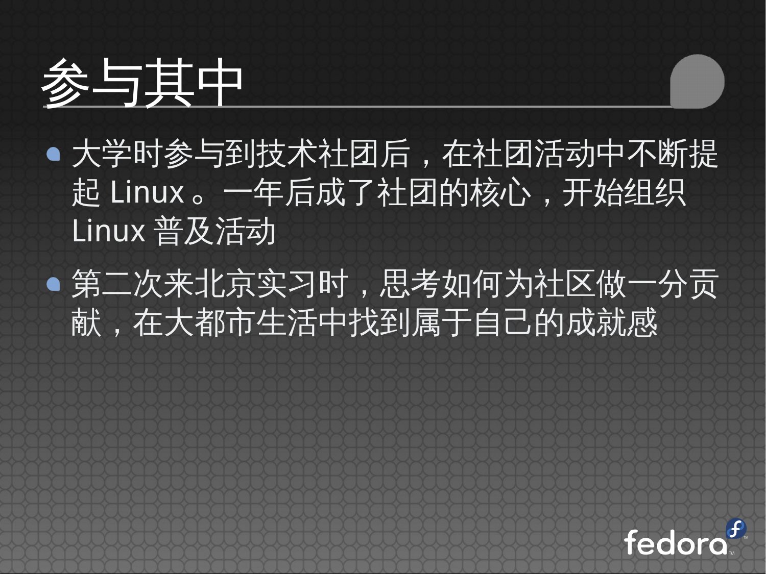# 参与其中

- 大学时参与到技术社团后，在社团活动中不断提起 Linux 。一年后成了社团的核心，开始组织 Linux 普及活动
- 第二次来北京实习时，思考如何为社区做一分贡献，在大都市生活中找到属于自己的成就感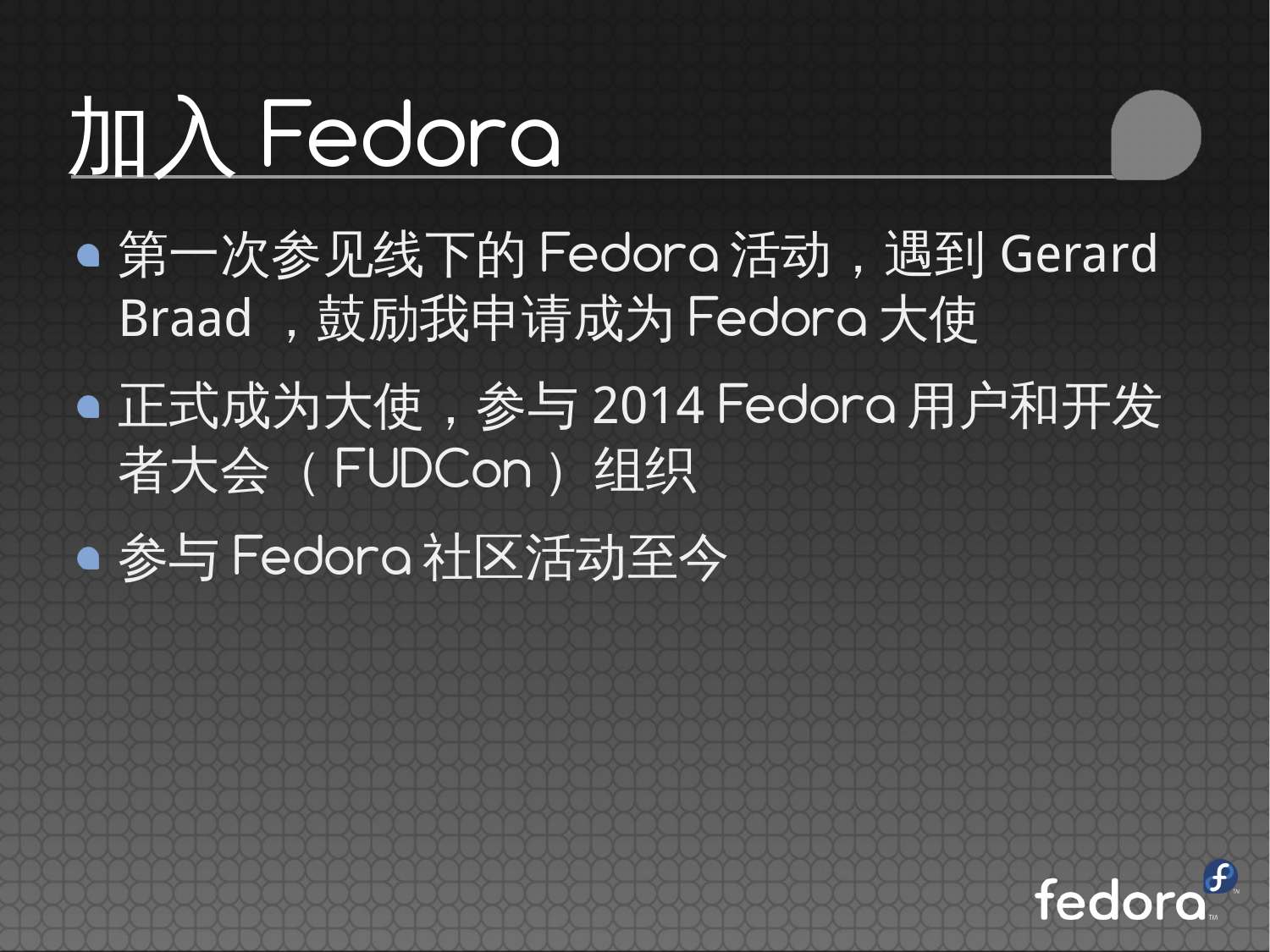# 加入 Fedora

- 第一次参见线下的 Fedora 活动，遇到 Gerard Braad ，鼓励我申请成为 Fedora 大使
- 正式成为大使，参与 2014 Fedora 用户和开发者大会（FUDCon）组织
- 参与 Fedora 社区活动至今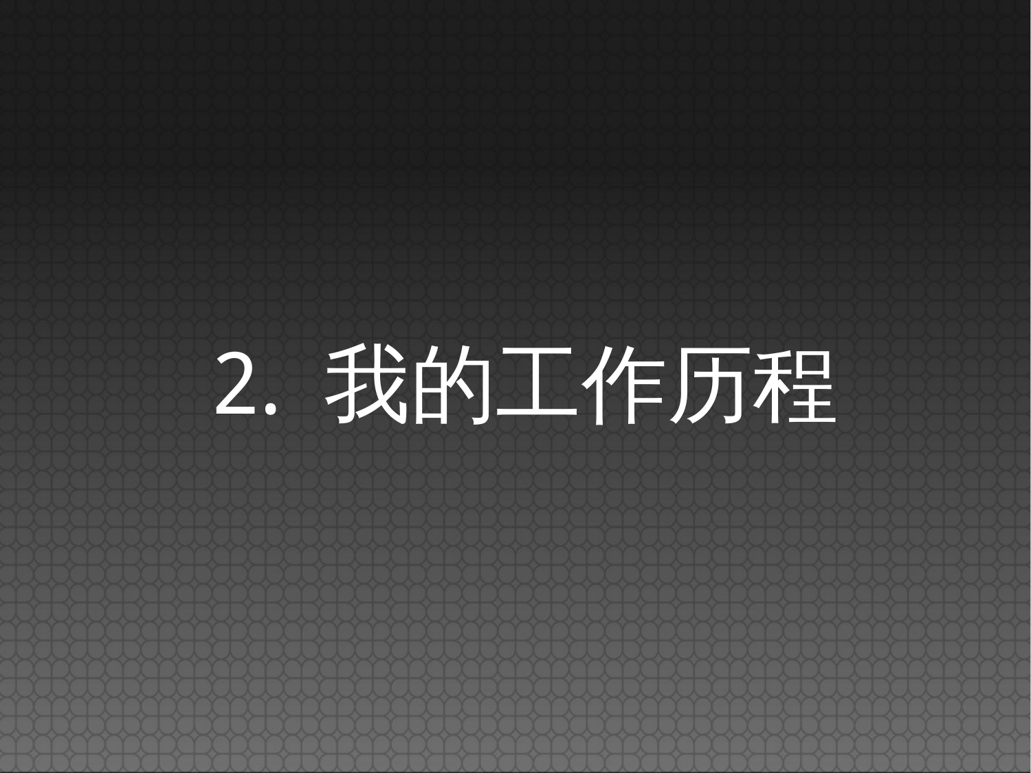# 2. 我的工作历程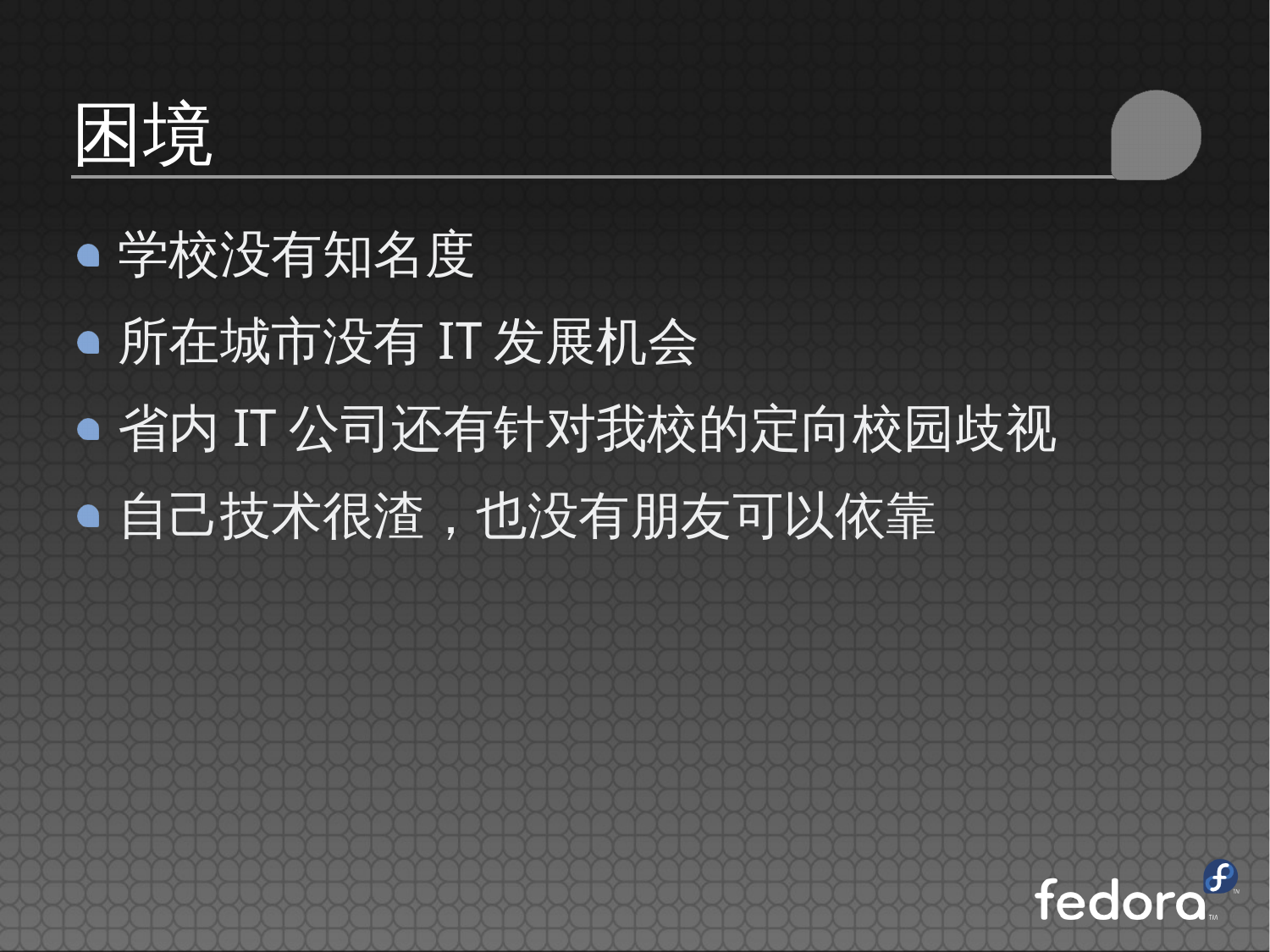# 困境

- 学校没有知名度
- 所在城市没有 IT 发展机会
- 省内 IT 公司还有针对我校的定向校园歧视
- 自己技术很渣，也没有朋友可以依靠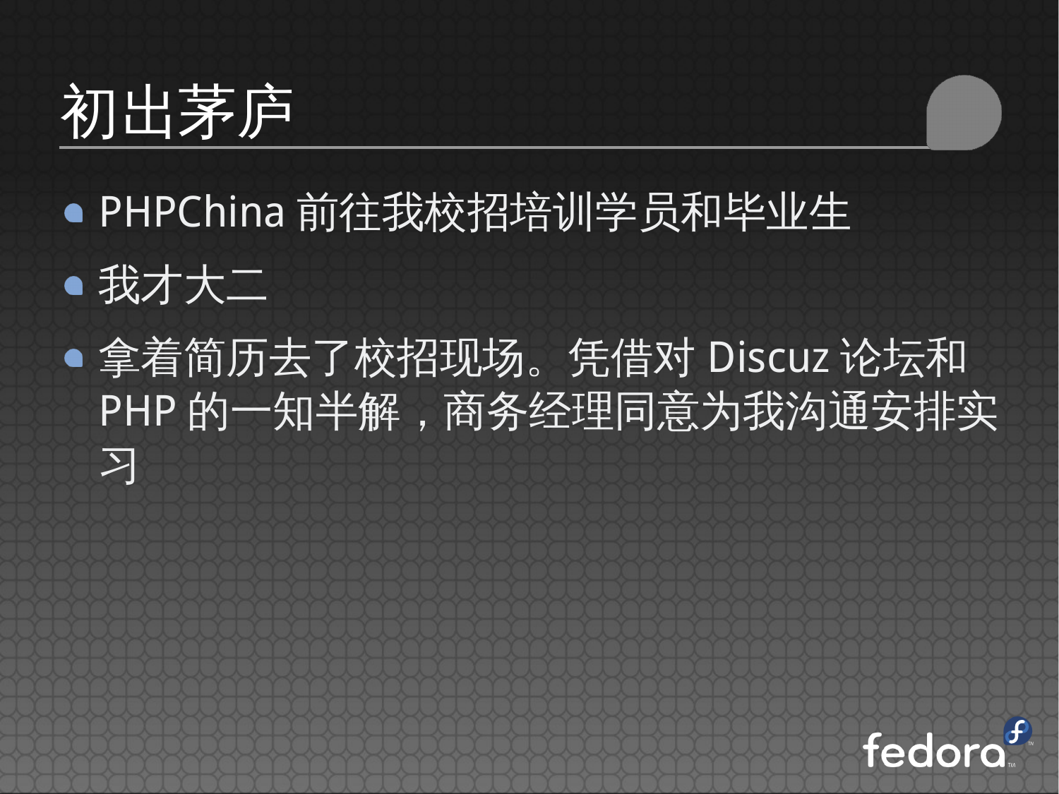# 初出茅庐

- PHPChina 前往我校招培训学员和毕业生
- 我才大二
- 拿着简历去了校招现场。凭借对 Discuz 论坛和 PHP 的一知半解，商务经理同意为我沟通安排实习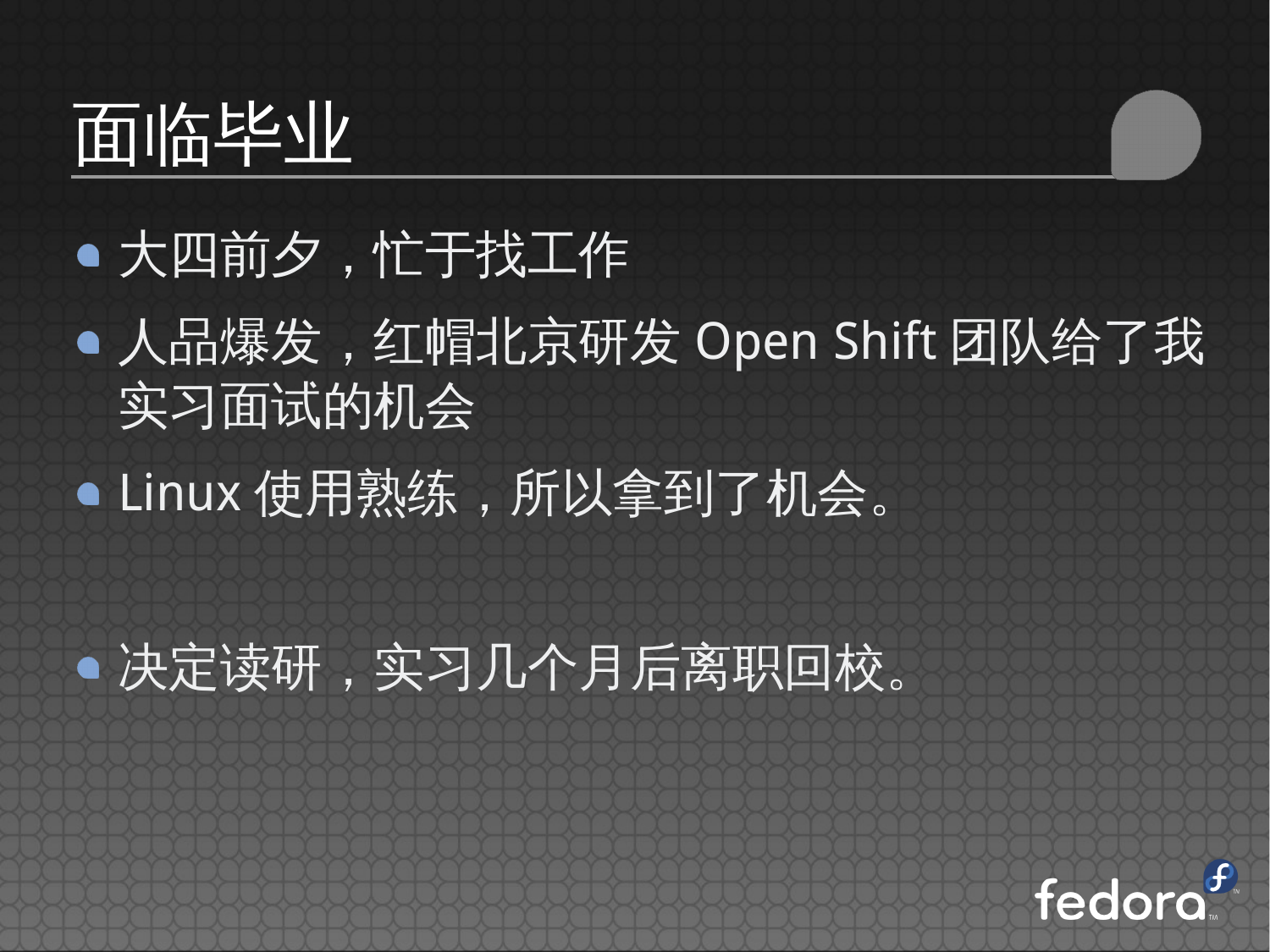# 面临毕业

- 大四前夕，忙于找工作
- 人品爆发，红帽北京研发 Open Shift 团队给了我实习面试的机会
- Linux 使用熟练，所以拿到了机会。

- 决定读研，实习几个月后离职回校。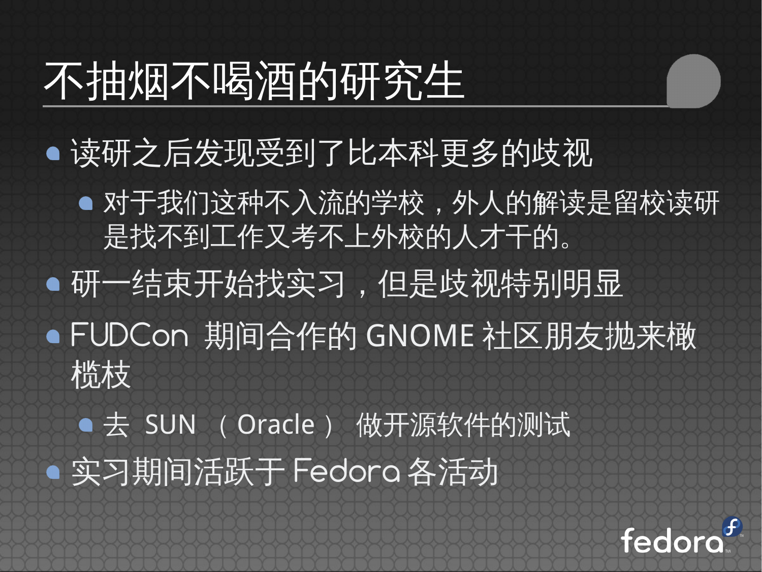# 不抽烟不喝酒的研究生

- 读研之后发现受到了比本科更多的歧视
  - 对于我们这种不入流的学校，外人的解读是留校读研是找不到工作又考不上外校的人才干的。
- 研一结束开始找实习，但是歧视特别明显
- FUDCon 期间合作的 GNOME 社区朋友抛来橄榄枝
  - 去 SUN （Oracle） 做开源软件的测试
- 实习期间活跃于 Fedora 各活动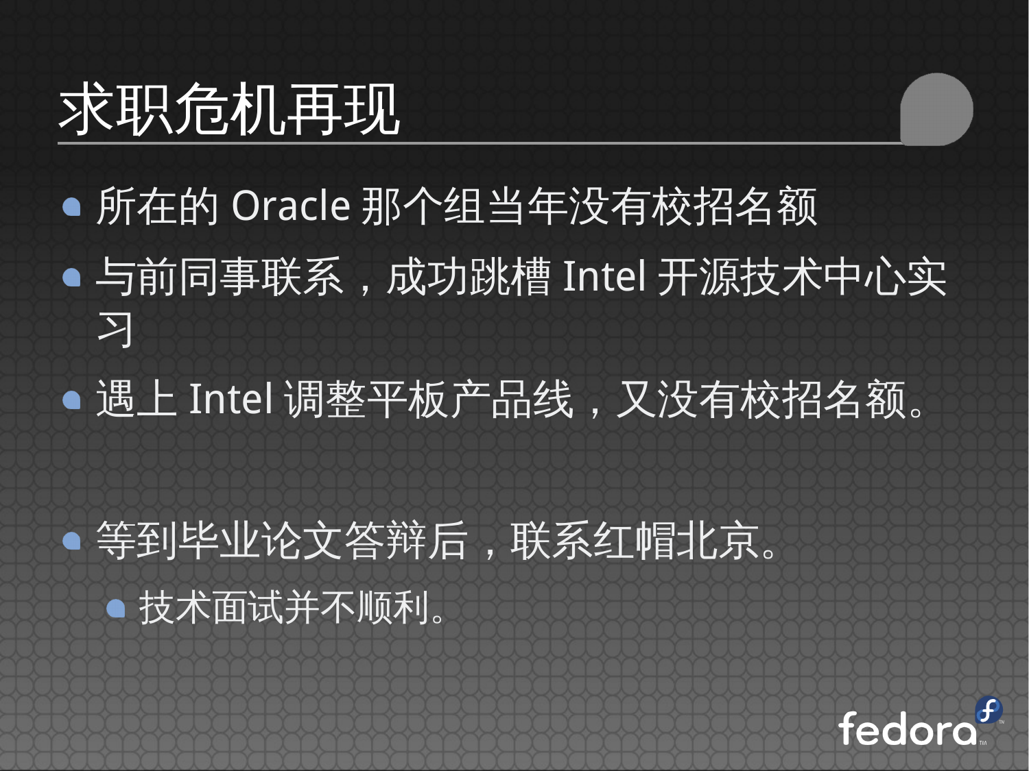# 求职危机再现

- 所在的 Oracle 那个组当年没有校招名额
- 与前同事联系，成功跳槽 Intel 开源技术中心实习
- 遇上 Intel 调整平板产品线，又没有校招名额。

- 等到毕业论文答辩后，联系红帽北京。
  - 技术面试并不顺利。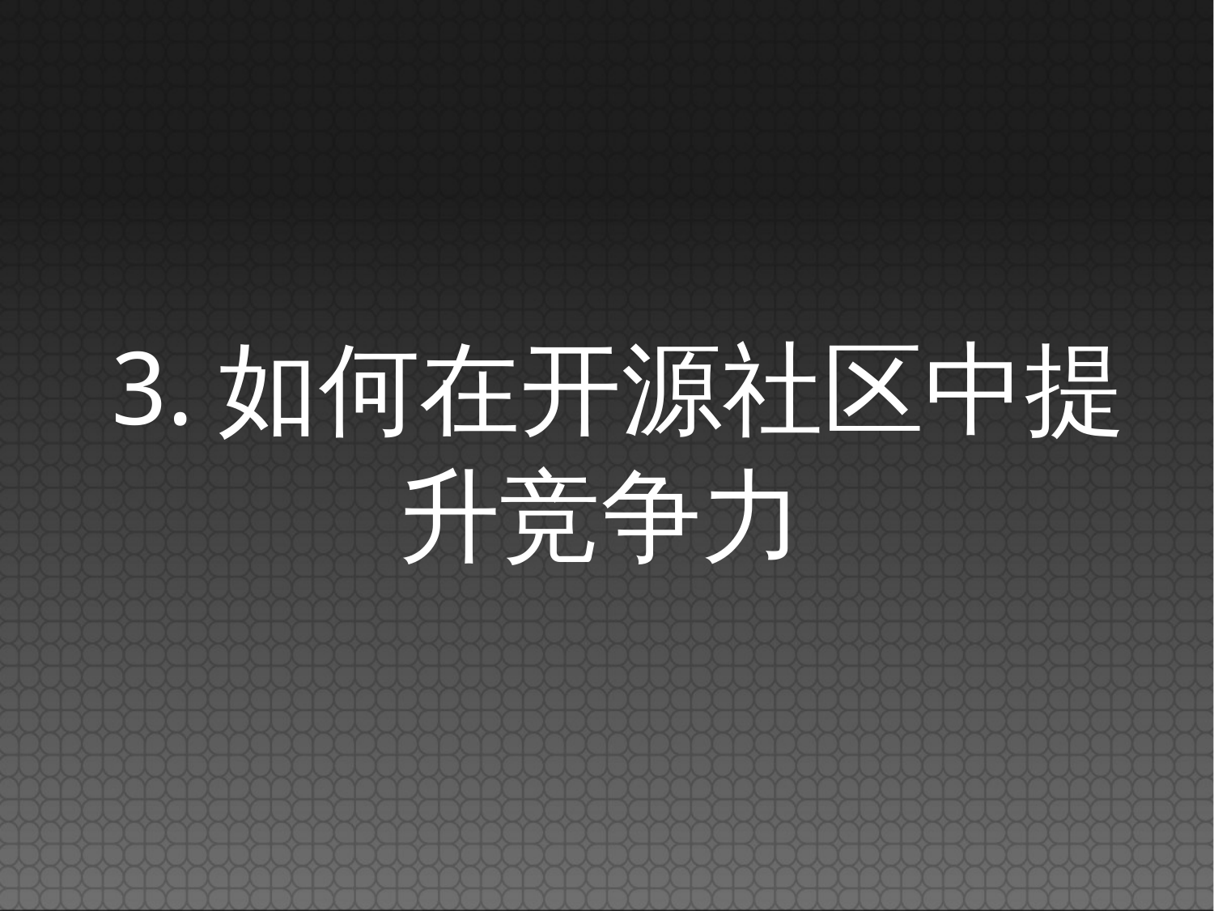# 3. 如何在开源社区中提升竞争力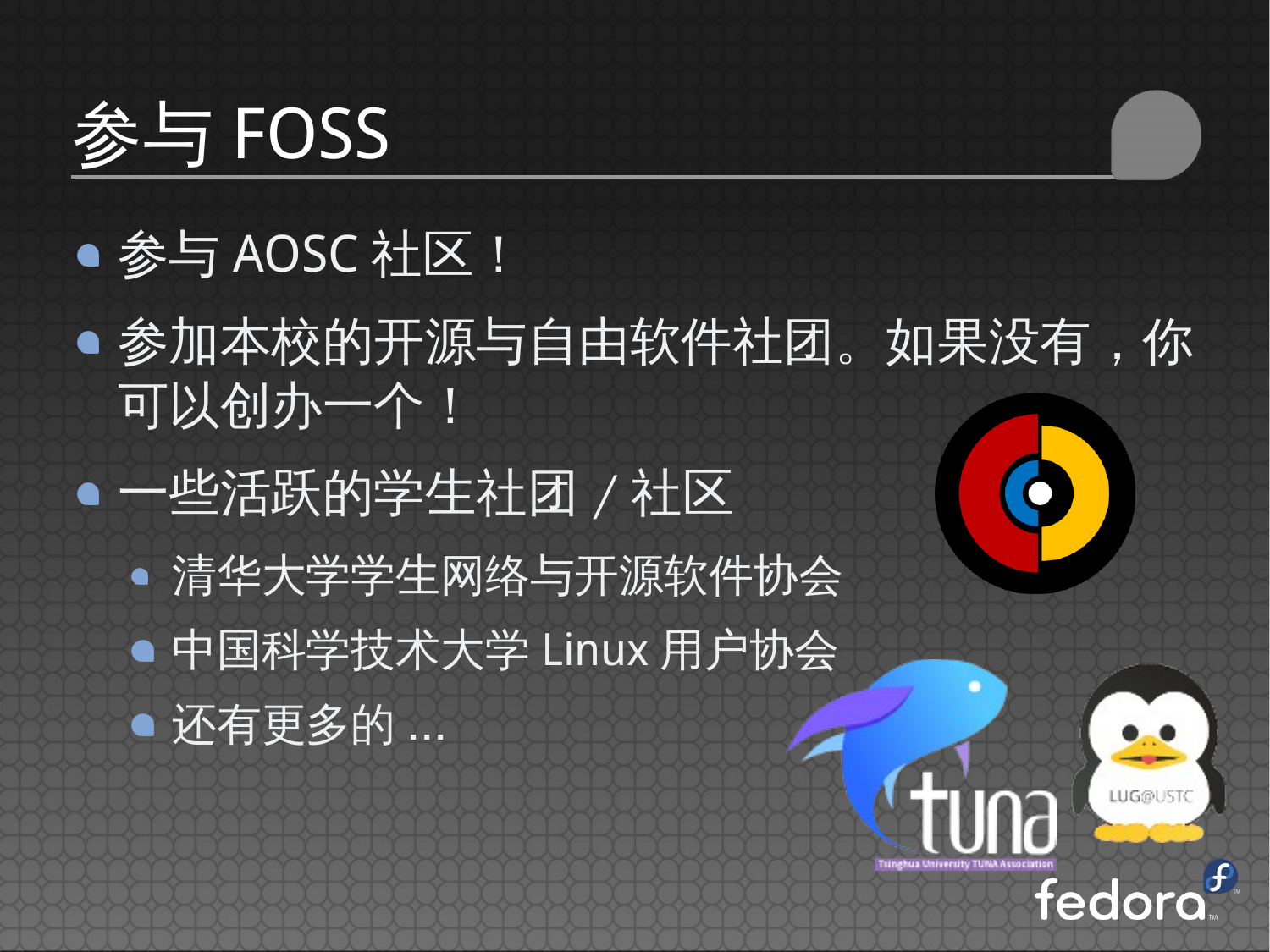# 参与 FOSS

- 参与 AOSC 社区！
- 参加本校的开源与自由软件社团。如果没有，你可以创办一个！
- 一些活跃的学生社团 / 社区
  - 清华大学学生网络与开源软件协会
  - 中国科学技术大学 Linux 用户协会
  - 还有更多的 ...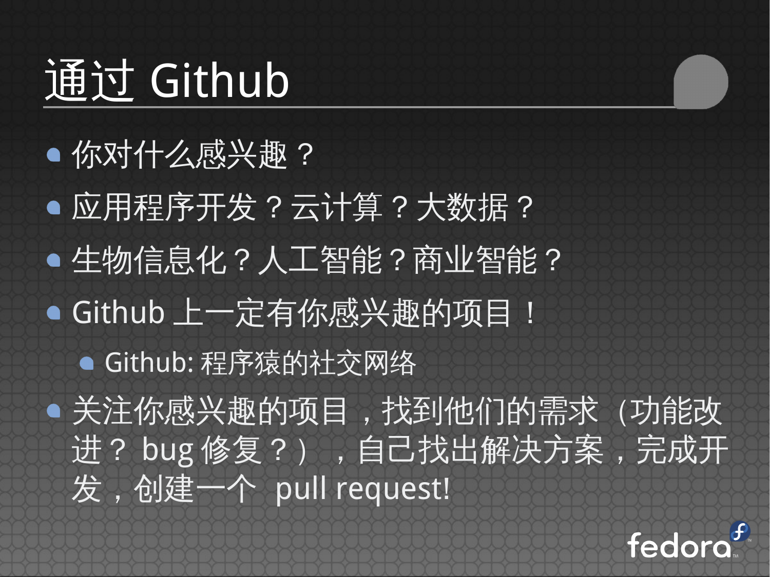# 通过 Github

- 你对什么感兴趣？
- 应用程序开发？云计算？大数据？
- 生物信息化？人工智能？商业智能？
- Github 上一定有你感兴趣的项目！
  - Github: 程序猿的社交网络
- 关注你感兴趣的项目，找到他们的需求（功能改进？ bug 修复？），自己找出解决方案，完成开发，创建一个 pull request!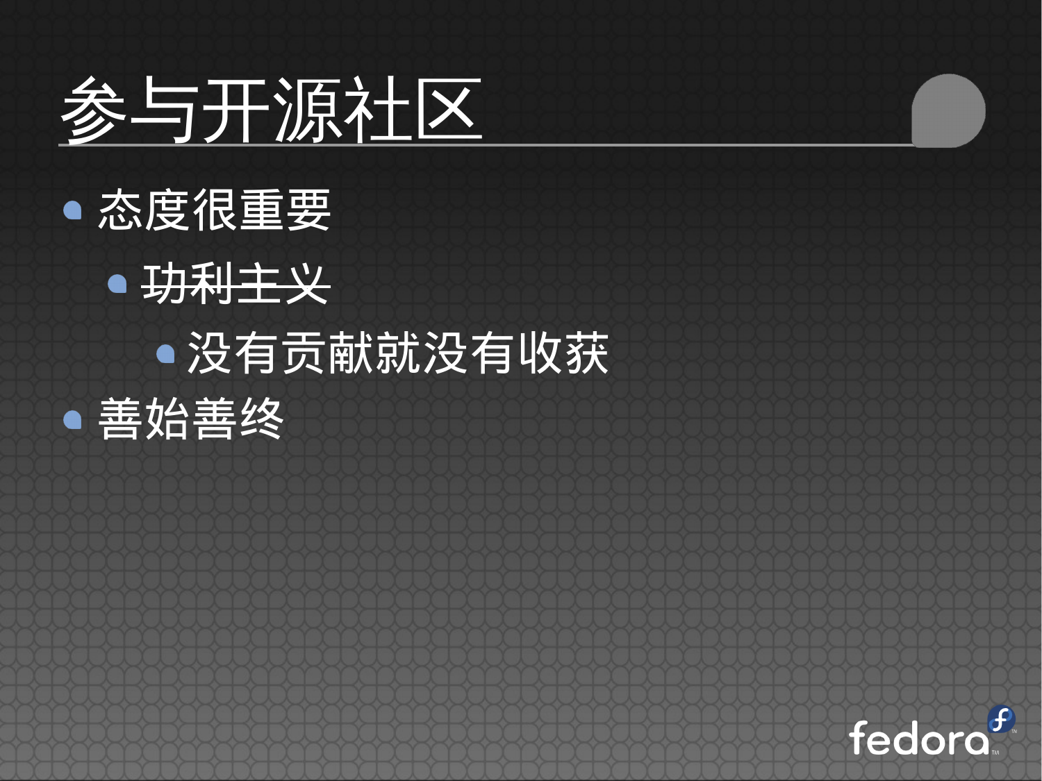# 参与开源社区

- 态度很重要
  - ~~功利主义~~
    - 没有贡献就没有收获
- 善始善终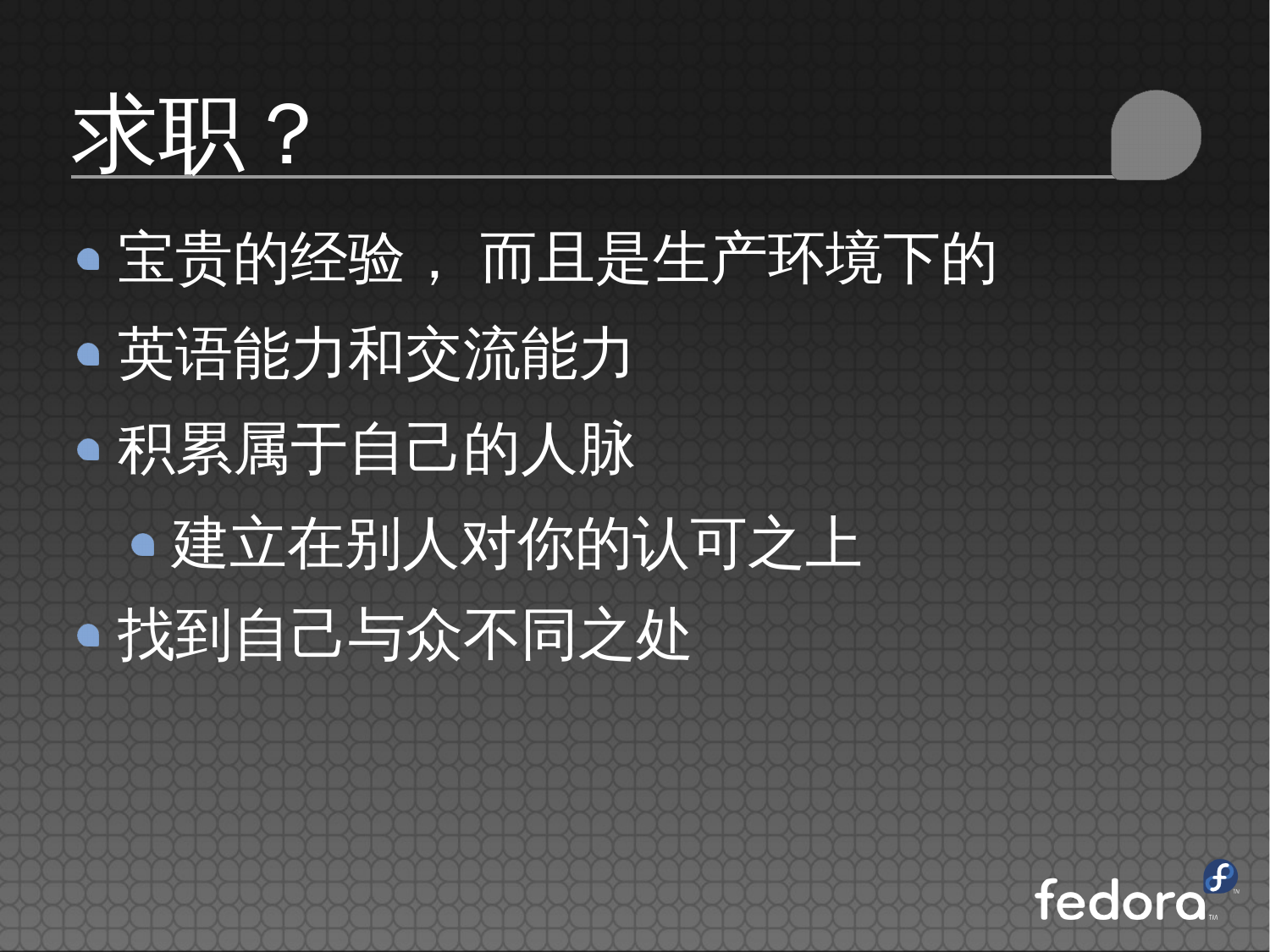# 求职？

- 宝贵的经验，而且是生产环境下的
- 英语能力和交流能力
- 积累属于自己的人脉
  - 建立在别人对你的认可之上
- 找到自己与众不同之处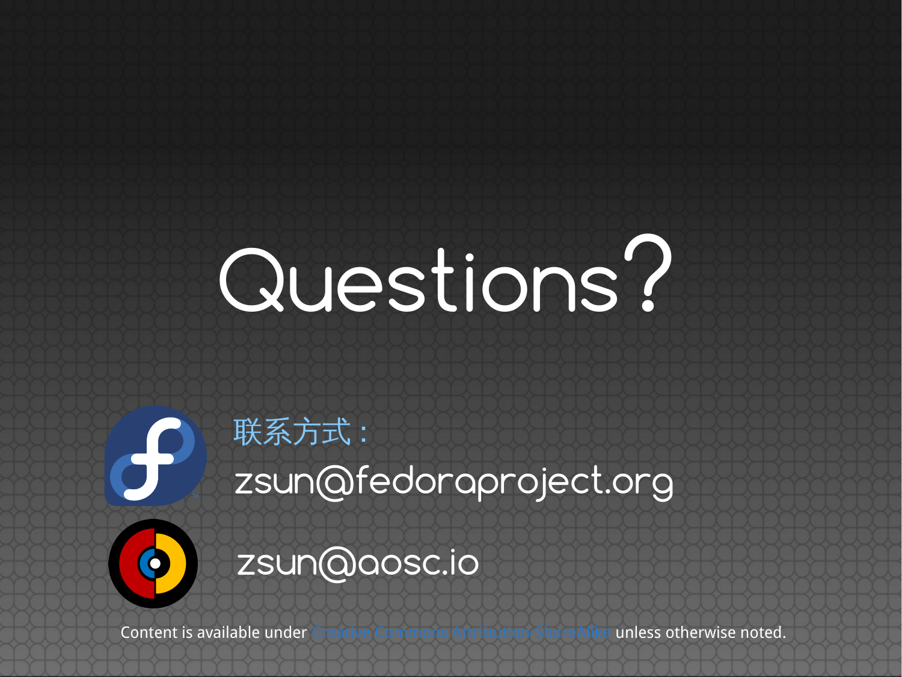# Questions?

联系方式：

zsun@fedoraproject.org

zsun@aosc.io

Content is available under Creative Commons Attribution-ShareAlike unless otherwise noted.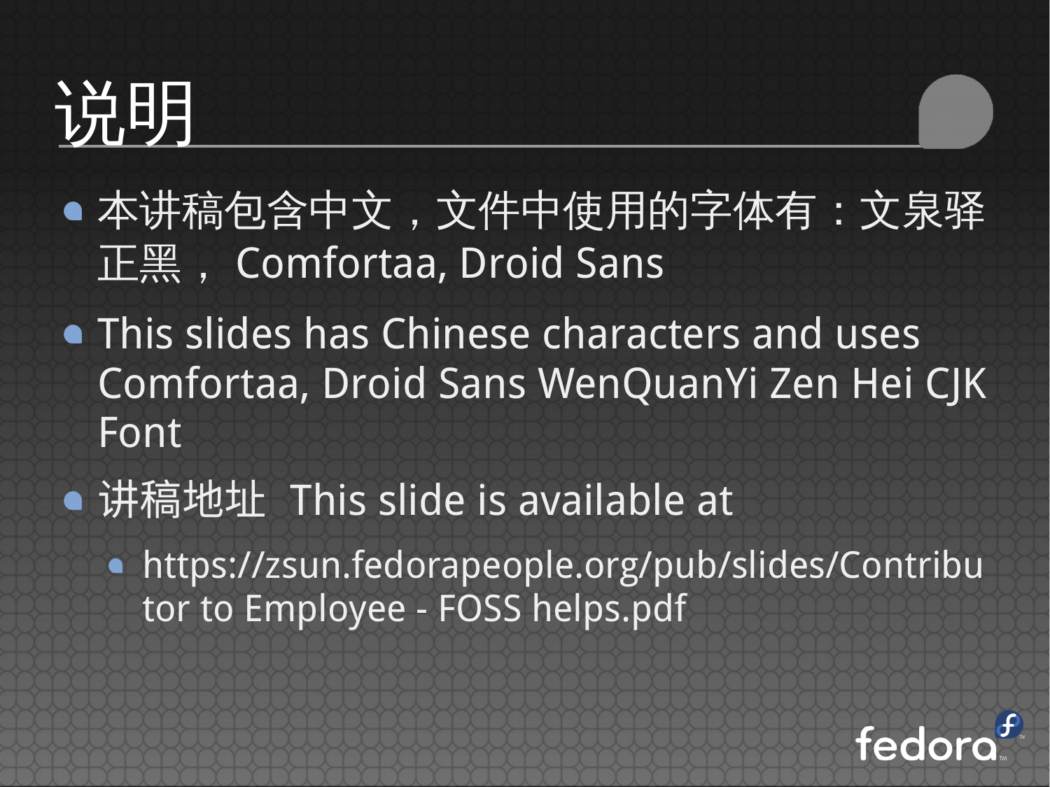# 说明

- 本讲稿包含中文，文件中使用的字体有：文泉驿正黑， Comfortaa, Droid Sans
- This slides has Chinese characters and uses Comfortaa, Droid Sans WenQuanYi Zen Hei CJK Font
- 讲稿地址  This slide is available at
  - https://zsun.fedorapeople.org/pub/slides/Contributor to Employee - FOSS helps.pdf